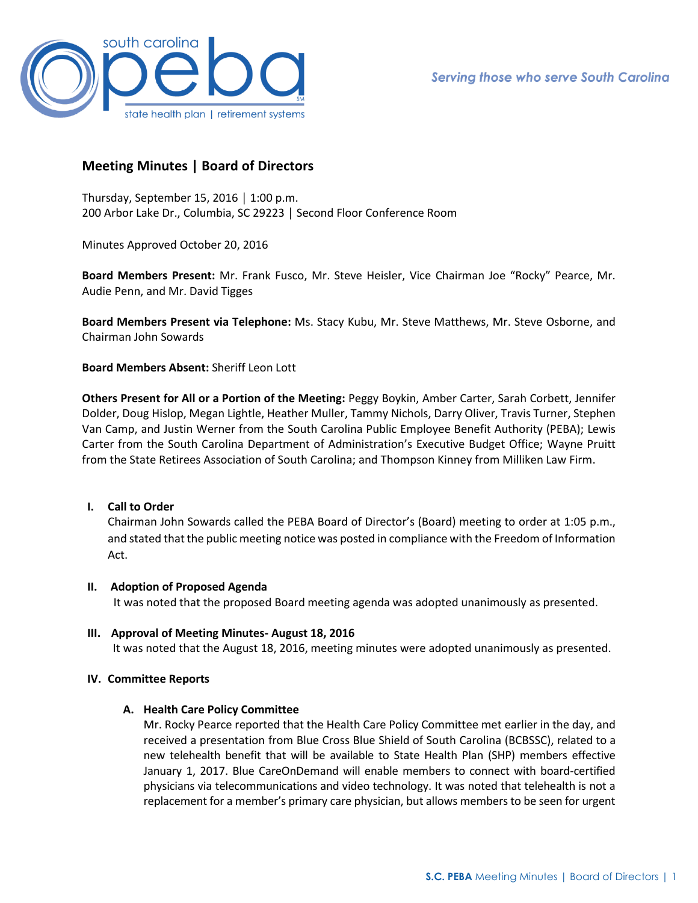Serving those who serve South Carolina

# Meeting Minutes | Board of Directors

Thursday, September 15, 2016 | 1:00 p.m.
200 Arbor Lake Dr., Columbia, SC 29223 | Second Floor Conference Room

Minutes Approved October 20, 2016

**Board Members Present:** Mr. Frank Fusco, Mr. Steve Heisler, Vice Chairman Joe "Rocky" Pearce, Mr. Audie Penn, and Mr. David Tigges

**Board Members Present via Telephone:** Ms. Stacy Kubu, Mr. Steve Matthews, Mr. Steve Osborne, and Chairman John Sowards

**Board Members Absent:** Sheriff Leon Lott

**Others Present for All or a Portion of the Meeting:** Peggy Boykin, Amber Carter, Sarah Corbett, Jennifer Dolder, Doug Hislop, Megan Lightle, Heather Muller, Tammy Nichols, Darry Oliver, Travis Turner, Stephen Van Camp, and Justin Werner from the South Carolina Public Employee Benefit Authority (PEBA); Lewis Carter from the South Carolina Department of Administration's Executive Budget Office; Wayne Pruitt from the State Retirees Association of South Carolina; and Thompson Kinney from Milliken Law Firm.

## I. Call to Order

Chairman John Sowards called the PEBA Board of Director's (Board) meeting to order at 1:05 p.m., and stated that the public meeting notice was posted in compliance with the Freedom of Information Act.

## II. Adoption of Proposed Agenda

It was noted that the proposed Board meeting agenda was adopted unanimously as presented.

## III. Approval of Meeting Minutes- August 18, 2016

It was noted that the August 18, 2016, meeting minutes were adopted unanimously as presented.

## IV. Committee Reports

### A. Health Care Policy Committee

Mr. Rocky Pearce reported that the Health Care Policy Committee met earlier in the day, and received a presentation from Blue Cross Blue Shield of South Carolina (BCBSSC), related to a new telehealth benefit that will be available to State Health Plan (SHP) members effective January 1, 2017. Blue CareOnDemand will enable members to connect with board-certified physicians via telecommunications and video technology. It was noted that telehealth is not a replacement for a member's primary care physician, but allows members to be seen for urgent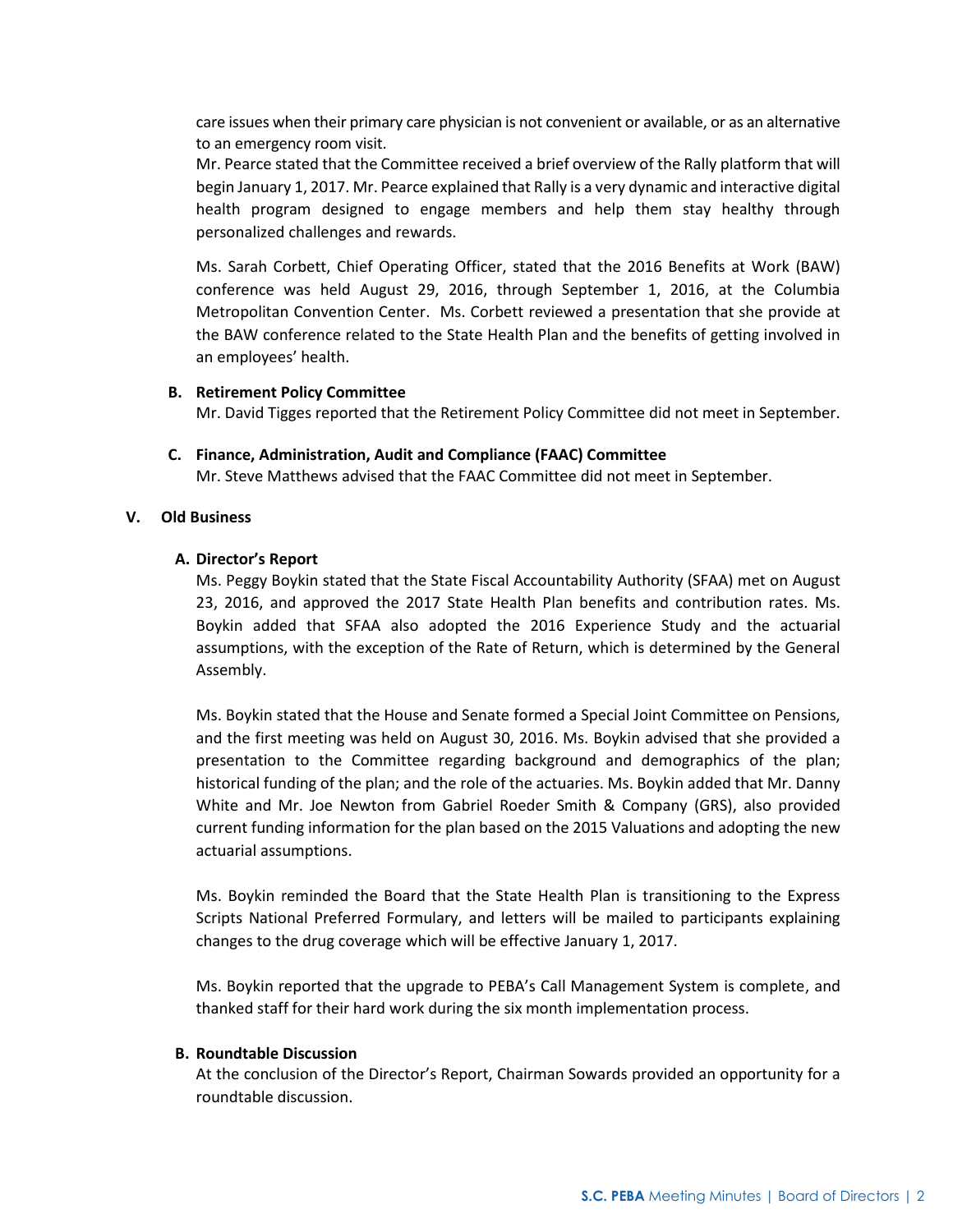care issues when their primary care physician is not convenient or available, or as an alternative to an emergency room visit.

Mr. Pearce stated that the Committee received a brief overview of the Rally platform that will begin January 1, 2017. Mr. Pearce explained that Rally is a very dynamic and interactive digital health program designed to engage members and help them stay healthy through personalized challenges and rewards.

Ms. Sarah Corbett, Chief Operating Officer, stated that the 2016 Benefits at Work (BAW) conference was held August 29, 2016, through September 1, 2016, at the Columbia Metropolitan Convention Center. Ms. Corbett reviewed a presentation that she provide at the BAW conference related to the State Health Plan and the benefits of getting involved in an employees' health.

**B. Retirement Policy Committee**

Mr. David Tigges reported that the Retirement Policy Committee did not meet in September.

**C. Finance, Administration, Audit and Compliance (FAAC) Committee**

Mr. Steve Matthews advised that the FAAC Committee did not meet in September.

## V. Old Business

**A. Director's Report**

Ms. Peggy Boykin stated that the State Fiscal Accountability Authority (SFAA) met on August 23, 2016, and approved the 2017 State Health Plan benefits and contribution rates. Ms. Boykin added that SFAA also adopted the 2016 Experience Study and the actuarial assumptions, with the exception of the Rate of Return, which is determined by the General Assembly.

Ms. Boykin stated that the House and Senate formed a Special Joint Committee on Pensions, and the first meeting was held on August 30, 2016. Ms. Boykin advised that she provided a presentation to the Committee regarding background and demographics of the plan; historical funding of the plan; and the role of the actuaries. Ms. Boykin added that Mr. Danny White and Mr. Joe Newton from Gabriel Roeder Smith & Company (GRS), also provided current funding information for the plan based on the 2015 Valuations and adopting the new actuarial assumptions.

Ms. Boykin reminded the Board that the State Health Plan is transitioning to the Express Scripts National Preferred Formulary, and letters will be mailed to participants explaining changes to the drug coverage which will be effective January 1, 2017.

Ms. Boykin reported that the upgrade to PEBA's Call Management System is complete, and thanked staff for their hard work during the six month implementation process.

**B. Roundtable Discussion**

At the conclusion of the Director's Report, Chairman Sowards provided an opportunity for a roundtable discussion.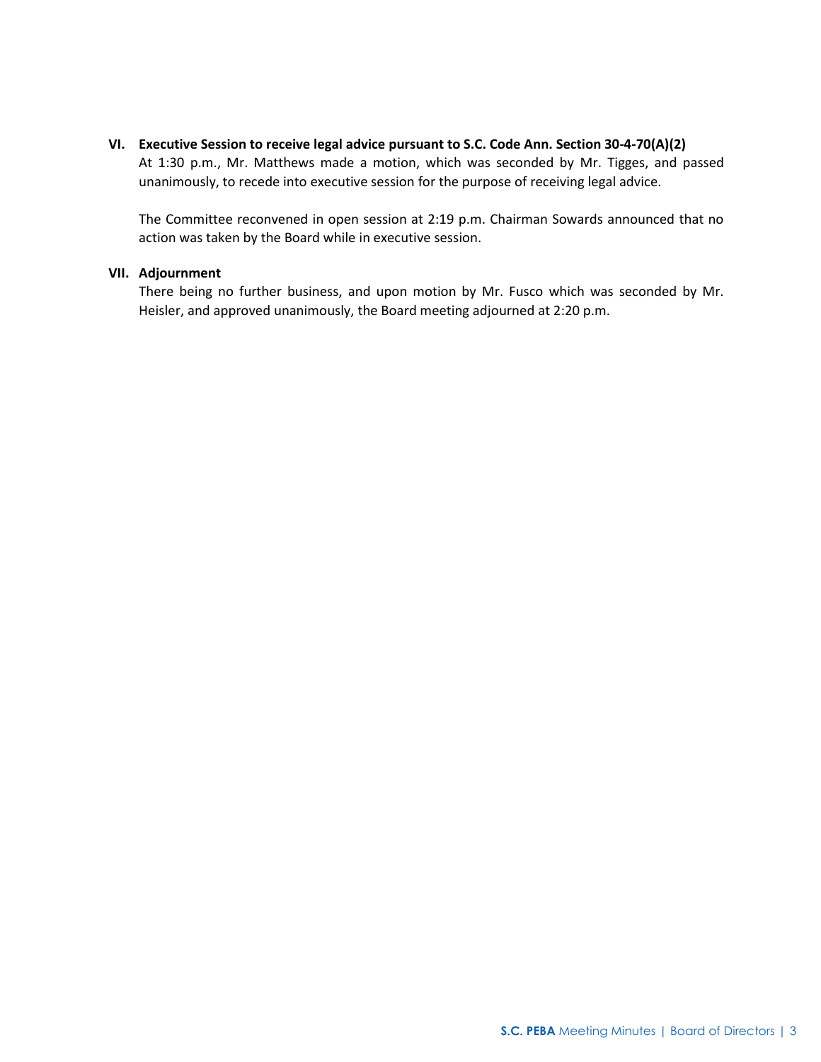**VI. Executive Session to receive legal advice pursuant to S.C. Code Ann. Section 30-4-70(A)(2)**

At 1:30 p.m., Mr. Matthews made a motion, which was seconded by Mr. Tigges, and passed unanimously, to recede into executive session for the purpose of receiving legal advice.

The Committee reconvened in open session at 2:19 p.m. Chairman Sowards announced that no action was taken by the Board while in executive session.

**VII. Adjournment**

There being no further business, and upon motion by Mr. Fusco which was seconded by Mr. Heisler, and approved unanimously, the Board meeting adjourned at 2:20 p.m.